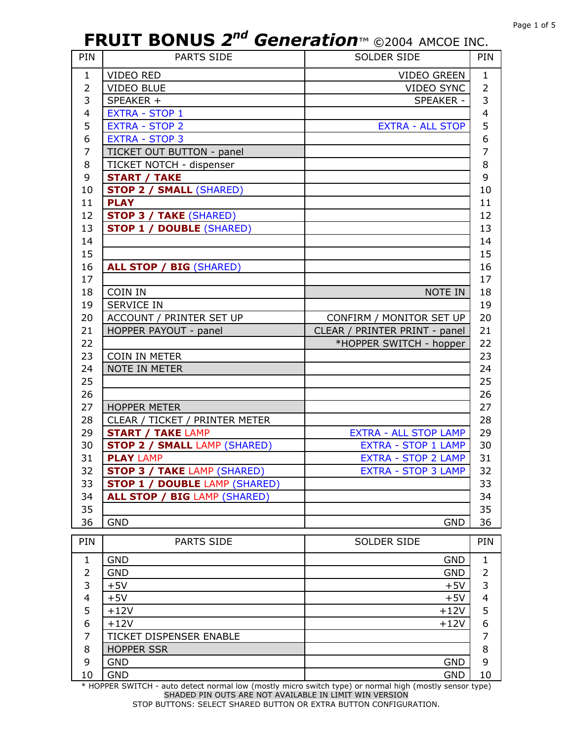# FRUIT BONUS 2nd Generation™ ©2004 AMCOE INC.

| PIN | PARTS SIDE | SOLDER SIDE | PIN |
|---|---|---|---|
| 1 | VIDEO RED | VIDEO GREEN | 1 |
| 2 | VIDEO BLUE | VIDEO SYNC | 2 |
| 3 | SPEAKER + | SPEAKER - | 3 |
| 4 | EXTRA - STOP 1 | | 4 |
| 5 | EXTRA - STOP 2 | EXTRA - ALL STOP | 5 |
| 6 | EXTRA - STOP 3 | | 6 |
| 7 | TICKET OUT BUTTON - panel | | 7 |
| 8 | TICKET NOTCH - dispenser | | 8 |
| 9 | **START / TAKE** | | 9 |
| 10 | **STOP 2 / SMALL** (SHARED) | | 10 |
| 11 | **PLAY** | | 11 |
| 12 | **STOP 3 / TAKE** (SHARED) | | 12 |
| 13 | **STOP 1 / DOUBLE** (SHARED) | | 13 |
| 14 | | | 14 |
| 15 | | | 15 |
| 16 | **ALL STOP / BIG** (SHARED) | | 16 |
| 17 | | | 17 |
| 18 | COIN IN | NOTE IN | 18 |
| 19 | SERVICE IN | | 19 |
| 20 | ACCOUNT / PRINTER SET UP | CONFIRM / MONITOR SET UP | 20 |
| 21 | HOPPER PAYOUT - panel | CLEAR / PRINTER PRINT - panel | 21 |
| 22 | | *HOPPER SWITCH - hopper | 22 |
| 23 | COIN IN METER | | 23 |
| 24 | NOTE IN METER | | 24 |
| 25 | | | 25 |
| 26 | | | 26 |
| 27 | HOPPER METER | | 27 |
| 28 | CLEAR / TICKET / PRINTER METER | | 28 |
| 29 | **START / TAKE** LAMP | EXTRA - ALL STOP LAMP | 29 |
| 30 | **STOP 2 / SMALL** LAMP (SHARED) | EXTRA - STOP 1 LAMP | 30 |
| 31 | **PLAY** LAMP | EXTRA - STOP 2 LAMP | 31 |
| 32 | **STOP 3 / TAKE** LAMP (SHARED) | EXTRA - STOP 3 LAMP | 32 |
| 33 | **STOP 1 / DOUBLE** LAMP (SHARED) | | 33 |
| 34 | **ALL STOP / BIG** LAMP (SHARED) | | 34 |
| 35 | | | 35 |
| 36 | GND | GND | 36 |

| PIN | PARTS SIDE | SOLDER SIDE | PIN |
|---|---|---|---|
| 1 | GND | GND | 1 |
| 2 | GND | GND | 2 |
| 3 | +5V | +5V | 3 |
| 4 | +5V | +5V | 4 |
| 5 | +12V | +12V | 5 |
| 6 | +12V | +12V | 6 |
| 7 | TICKET DISPENSER ENABLE | | 7 |
| 8 | HOPPER SSR | | 8 |
| 9 | GND | GND | 9 |
| 10 | GND | GND | 10 |

* HOPPER SWITCH - auto detect normal low (mostly micro switch type) or normal high (mostly sensor type)

SHADED PIN OUTS ARE NOT AVAILABLE IN LIMIT WIN VERSION

STOP BUTTONS: SELECT SHARED BUTTON OR EXTRA BUTTON CONFIGURATION.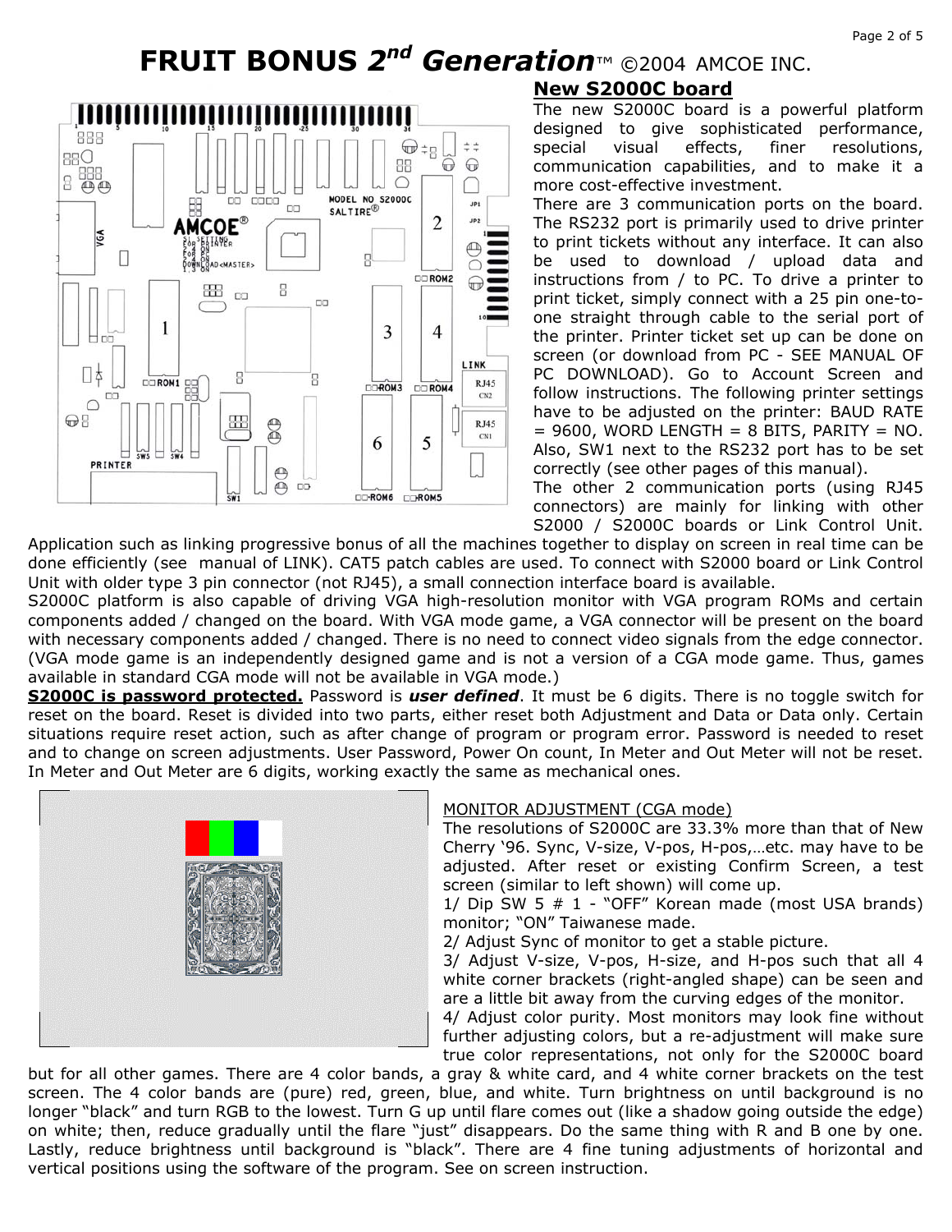# FRUIT BONUS 2[nd] Generation™ ©2004 AMCOE INC.

## New S2000C board

The new S2000C board is a powerful platform designed to give sophisticated performance, special visual effects, finer resolutions, communication capabilities, and to make it a more cost-effective investment.

There are 3 communication ports on the board. The RS232 port is primarily used to drive printer to print tickets without any interface. It can also be used to download / upload data and instructions from / to PC. To drive a printer to print ticket, simply connect with a 25 pin one-to-one straight through cable to the serial port of the printer. Printer ticket set up can be done on screen (or download from PC - SEE MANUAL OF PC DOWNLOAD). Go to Account Screen and follow instructions. The following printer settings have to be adjusted on the printer: BAUD RATE = 9600, WORD LENGTH = 8 BITS, PARITY = NO. Also, SW1 next to the RS232 port has to be set correctly (see other pages of this manual).

The other 2 communication ports (using RJ45 connectors) are mainly for linking with other S2000 / S2000C boards or Link Control Unit. Application such as linking progressive bonus of all the machines together to display on screen in real time can be done efficiently (see manual of LINK). CAT5 patch cables are used. To connect with S2000 board or Link Control Unit with older type 3 pin connector (not RJ45), a small connection interface board is available.

S2000C platform is also capable of driving VGA high-resolution monitor with VGA program ROMs and certain components added / changed on the board. With VGA mode game, a VGA connector will be present on the board with necessary components added / changed. There is no need to connect video signals from the edge connector. (VGA mode game is an independently designed game and is not a version of a CGA mode game. Thus, games available in standard CGA mode will not be available in VGA mode.)

**S2000C is password protected.** Password is ***user defined***. It must be 6 digits. There is no toggle switch for reset on the board. Reset is divided into two parts, either reset both Adjustment and Data or Data only. Certain situations require reset action, such as after change of program or program error. Password is needed to reset and to change on screen adjustments. User Password, Power On count, In Meter and Out Meter will not be reset. In Meter and Out Meter are 6 digits, working exactly the same as mechanical ones.

MONITOR ADJUSTMENT (CGA mode)

The resolutions of S2000C are 33.3% more than that of New Cherry '96. Sync, V-size, V-pos, H-pos,…etc. may have to be adjusted. After reset or existing Confirm Screen, a test screen (similar to left shown) will come up.

1/ Dip SW 5 # 1 - "OFF" Korean made (most USA brands) monitor; "ON" Taiwanese made.

2/ Adjust Sync of monitor to get a stable picture.

3/ Adjust V-size, V-pos, H-size, and H-pos such that all 4 white corner brackets (right-angled shape) can be seen and are a little bit away from the curving edges of the monitor.

4/ Adjust color purity. Most monitors may look fine without further adjusting colors, but a re-adjustment will make sure true color representations, not only for the S2000C board but for all other games. There are 4 color bands, a gray & white card, and 4 white corner brackets on the test screen. The 4 color bands are (pure) red, green, blue, and white. Turn brightness on until background is no longer "black" and turn RGB to the lowest. Turn G up until flare comes out (like a shadow going outside the edge) on white; then, reduce gradually until the flare "just" disappears. Do the same thing with R and B one by one. Lastly, reduce brightness until background is "black". There are 4 fine tuning adjustments of horizontal and vertical positions using the software of the program. See on screen instruction.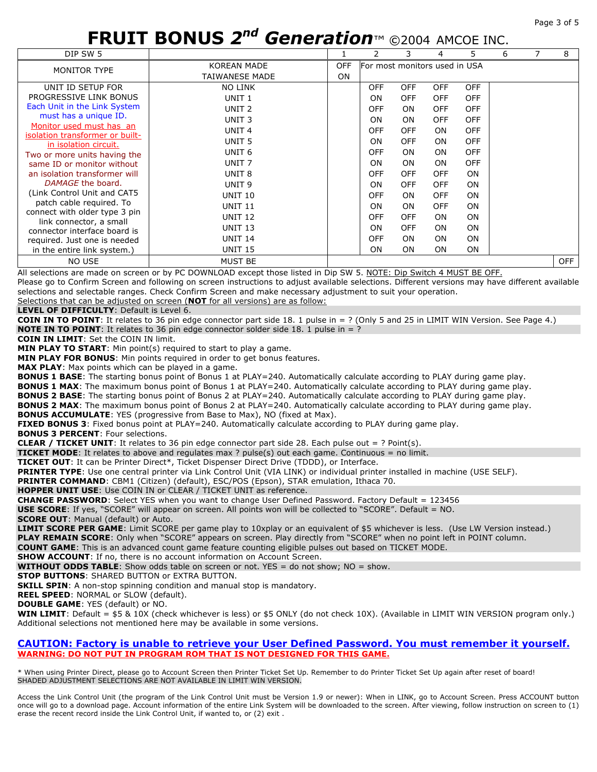# FRUIT BONUS 2nd Generation™ ©2004 AMCOE INC.

| DIP SW 5 | | 1 | 2 | 3 | 4 | 5 | 6 | 7 | 8 |
|---|---|---|---|---|---|---|---|---|---|
| MONITOR TYPE | KOREAN MADE | OFF | For most monitors used in USA | | | | | | |
| | TAIWANESE MADE | ON | | | | | | | |
| UNIT ID SETUP FOR PROGRESSIVE LINK BONUS | NO LINK | | OFF | OFF | OFF | OFF | | | |
| Each Unit in the Link System must has a unique ID. | UNIT 1 | | ON | OFF | OFF | OFF | | | |
| Monitor used must has an isolation transformer or built-in isolation circuit. | UNIT 2 | | OFF | ON | OFF | OFF | | | |
| Two or more units having the same ID or monitor without an isolation transformer will *DAMAGE* the board. | UNIT 3 | | ON | ON | OFF | OFF | | | |
| (Link Control Unit and CAT5 patch cable required. To connect with older type 3 pin link connector, a small connector interface board is required. Just one is needed in the entire link system.) | UNIT 4 | | OFF | OFF | ON | OFF | | | |
| | UNIT 5 | | ON | OFF | ON | OFF | | | |
| | UNIT 6 | | OFF | ON | ON | OFF | | | |
| | UNIT 7 | | ON | ON | ON | OFF | | | |
| | UNIT 8 | | OFF | OFF | OFF | ON | | | |
| | UNIT 9 | | ON | OFF | OFF | ON | | | |
| | UNIT 10 | | OFF | ON | OFF | ON | | | |
| | UNIT 11 | | ON | ON | OFF | ON | | | |
| | UNIT 12 | | OFF | OFF | ON | ON | | | |
| | UNIT 13 | | ON | OFF | ON | ON | | | |
| | UNIT 14 | | OFF | ON | ON | ON | | | |
| | UNIT 15 | | ON | ON | ON | ON | | | |
| NO USE | MUST BE | | | | | | | | OFF |

All selections are made on screen or by PC DOWNLOAD except those listed in Dip SW 5. NOTE: Dip Switch 4 MUST BE OFF.
Please go to Confirm Screen and following on screen instructions to adjust available selections. Different versions may have different available selections and selectable ranges. Check Confirm Screen and make necessary adjustment to suit your operation.
Selections that can be adjusted on screen (**NOT** for all versions) are as follow:

**LEVEL OF DIFFICULTY**: Default is Level 6.
**COIN IN TO POINT**: It relates to 36 pin edge connector part side 18. 1 pulse in = ? (Only 5 and 25 in LIMIT WIN Version. See Page 4.)
**NOTE IN TO POINT**: It relates to 36 pin edge connector solder side 18. 1 pulse in = ?
**COIN IN LIMIT**: Set the COIN IN limit.
**MIN PLAY TO START**: Min point(s) required to start to play a game.
**MIN PLAY FOR BONUS**: Min points required in order to get bonus features.
**MAX PLAY**: Max points which can be played in a game.
**BONUS 1 BASE**: The starting bonus point of Bonus 1 at PLAY=240. Automatically calculate according to PLAY during game play.
**BONUS 1 MAX**: The maximum bonus point of Bonus 1 at PLAY=240. Automatically calculate according to PLAY during game play.
**BONUS 2 BASE**: The starting bonus point of Bonus 2 at PLAY=240. Automatically calculate according to PLAY during game play.
**BONUS 2 MAX**: The maximum bonus point of Bonus 2 at PLAY=240. Automatically calculate according to PLAY during game play.
**BONUS ACCUMULATE**: YES (progressive from Base to Max), NO (fixed at Max).
**FIXED BONUS 3**: Fixed bonus point at PLAY=240. Automatically calculate according to PLAY during game play.
**BONUS 3 PERCENT**: Four selections.
**CLEAR / TICKET UNIT**: It relates to 36 pin edge connector part side 28. Each pulse out = ? Point(s).
**TICKET MODE**: It relates to above and regulates max ? pulse(s) out each game. Continuous = no limit.
**TICKET OUT**: It can be Printer Direct*, Ticket Dispenser Direct Drive (TDDD), or Interface.
**PRINTER TYPE**: Use one central printer via Link Control Unit (VIA LINK) or individual printer installed in machine (USE SELF).
**PRINTER COMMAND**: CBM1 (Citizen) (default), ESC/POS (Epson), STAR emulation, Ithaca 70.
**HOPPER UNIT USE**: Use COIN IN or CLEAR / TICKET UNIT as reference.
**CHANGE PASSWORD**: Select YES when you want to change User Defined Password. Factory Default = 123456
**USE SCORE**: If yes, "SCORE" will appear on screen. All points won will be collected to "SCORE". Default = NO.
**SCORE OUT**: Manual (default) or Auto.
**LIMIT SCORE PER GAME**: Limit SCORE per game play to 10xplay or an equivalent of $5 whichever is less. (Use LW Version instead.)
**PLAY REMAIN SCORE**: Only when "SCORE" appears on screen. Play directly from "SCORE" when no point left in POINT column.
**COUNT GAME**: This is an advanced count game feature counting eligible pulses out based on TICKET MODE.
**SHOW ACCOUNT**: If no, there is no account information on Account Screen.
**WITHOUT ODDS TABLE**: Show odds table on screen or not. YES = do not show; NO = show.
**STOP BUTTONS**: SHARED BUTTON or EXTRA BUTTON.
**SKILL SPIN**: A non-stop spinning condition and manual stop is mandatory.
**REEL SPEED**: NORMAL or SLOW (default).
**DOUBLE GAME**: YES (default) or NO.
**WIN LIMIT**: Default = $5 & 10X (check whichever is less) or $5 ONLY (do not check 10X). (Available in LIMIT WIN VERSION program only.)
Additional selections not mentioned here may be available in some versions.

**CAUTION: Factory is unable to retrieve your User Defined Password. You must remember it yourself.**
**WARNING: DO NOT PUT IN PROGRAM ROM THAT IS NOT DESIGNED FOR THIS GAME.**

* When using Printer Direct, please go to Account Screen then Printer Ticket Set Up. Remember to do Printer Ticket Set Up again after reset of board!
SHADED ADJUSTMENT SELECTIONS ARE NOT AVAILABLE IN LIMIT WIN VERSION.

Access the Link Control Unit (the program of the Link Control Unit must be Version 1.9 or newer): When in LINK, go to Account Screen. Press ACCOUNT button once will go to a download page. Account information of the entire Link System will be downloaded to the screen. After viewing, follow instruction on screen to (1) erase the recent record inside the Link Control Unit, if wanted to, or (2) exit .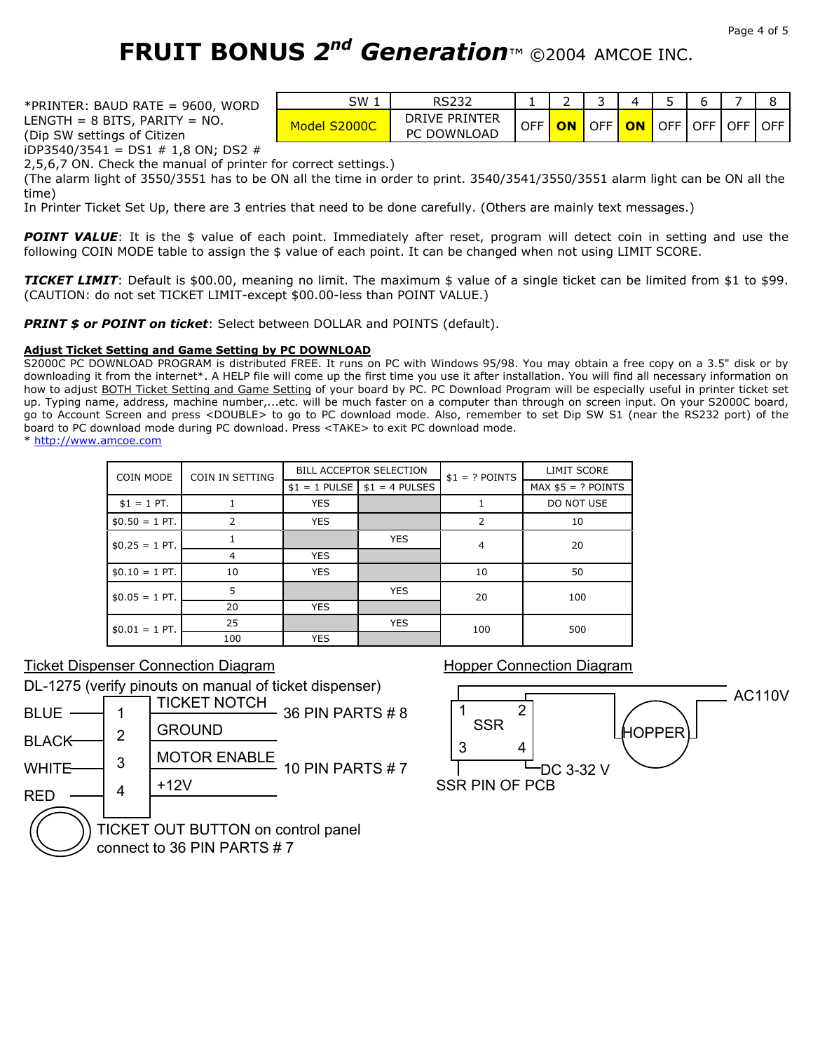# FRUIT BONUS 2nd Generation™ ©2004 AMCOE INC.

*PRINTER: BAUD RATE = 9600, WORD LENGTH = 8 BITS, PARITY = NO. (Dip SW settings of Citizen iDP3540/3541 = DS1 # 1,8 ON; DS2 # 2,5,6,7 ON. Check the manual of printer for correct settings.)

| SW 1 | RS232 | 1 | 2 | 3 | 4 | 5 | 6 | 7 | 8 |
|---|---|---|---|---|---|---|---|---|---|
| Model S2000C | DRIVE PRINTER PC DOWNLOAD | OFF | ON | OFF | ON | OFF | OFF | OFF | OFF |

(The alarm light of 3550/3551 has to be ON all the time in order to print. 3540/3541/3550/3551 alarm light can be ON all the time)

In Printer Ticket Set Up, there are 3 entries that need to be done carefully. (Others are mainly text messages.)

***POINT VALUE***: It is the $ value of each point. Immediately after reset, program will detect coin in setting and use the following COIN MODE table to assign the $ value of each point. It can be changed when not using LIMIT SCORE.

***TICKET LIMIT***: Default is $00.00, meaning no limit. The maximum $ value of a single ticket can be limited from $1 to $99. (CAUTION: do not set TICKET LIMIT-except $00.00-less than POINT VALUE.)

***PRINT $ or POINT on ticket***: Select between DOLLAR and POINTS (default).

**Adjust Ticket Setting and Game Setting by PC DOWNLOAD**

S2000C PC DOWNLOAD PROGRAM is distributed FREE. It runs on PC with Windows 95/98. You may obtain a free copy on a 3.5" disk or by downloading it from the internet*. A HELP file will come up the first time you use it after installation. You will find all necessary information on how to adjust BOTH Ticket Setting and Game Setting of your board by PC. PC Download Program will be especially useful in printer ticket set up. Typing name, address, machine number,...etc. will be much faster on a computer than through on screen input. On your S2000C board, go to Account Screen and press <DOUBLE> to go to PC download mode. Also, remember to set Dip SW S1 (near the RS232 port) of the board to PC download mode during PC download. Press <TAKE> to exit PC download mode.

* http://www.amcoe.com

| COIN MODE | COIN IN SETTING | BILL ACCEPTOR SELECTION | | $1 = ? POINTS | LIMIT SCORE |
|---|---|---|---|---|---|
| | | $1 = 1 PULSE | $1 = 4 PULSES | | MAX $5 = ? POINTS |
| $1 = 1 PT. | 1 | YES | | 1 | DO NOT USE |
| $0.50 = 1 PT. | 2 | YES | | 2 | 10 |
| $0.25 = 1 PT. | 1 | | YES | 4 | 20 |
| | 4 | YES | | | |
| $0.10 = 1 PT. | 10 | YES | | 10 | 50 |
| $0.05 = 1 PT. | 5 | | YES | 20 | 100 |
| | 20 | YES | | | |
| $0.01 = 1 PT. | 25 | | YES | 100 | 500 |
| | 100 | YES | | | |

Ticket Dispenser Connection Diagram

DL-1275 (verify pinouts on manual of ticket dispenser)

| Wire | Pin | Signal | Connection |
|---|---|---|---|
| BLUE | 1 | TICKET NOTCH | 36 PIN PARTS # 8 |
| BLACK | 2 | GROUND | |
| WHITE | 3 | MOTOR ENABLE | 10 PIN PARTS # 7 |
| RED | 4 | +12V | |

TICKET OUT BUTTON on control panel connect to 36 PIN PARTS # 7

Hopper Connection Diagram

SSR (pins 1, 2, 3, 4) — HOPPER — AC110V — DC 3-32 V

SSR PIN OF PCB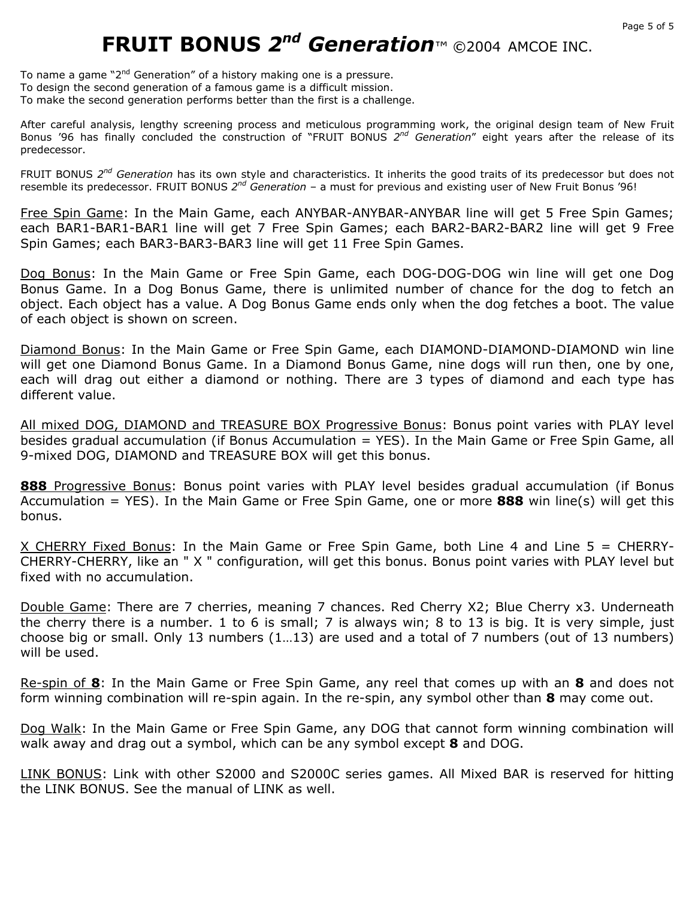# FRUIT BONUS *2nd Generation*™ ©2004 AMCOE INC.

To name a game "2nd Generation" of a history making one is a pressure.
To design the second generation of a famous game is a difficult mission.
To make the second generation performs better than the first is a challenge.

After careful analysis, lengthy screening process and meticulous programming work, the original design team of New Fruit Bonus '96 has finally concluded the construction of "FRUIT BONUS *2nd Generation*" eight years after the release of its predecessor.

FRUIT BONUS *2nd Generation* has its own style and characteristics. It inherits the good traits of its predecessor but does not resemble its predecessor. FRUIT BONUS *2nd Generation* – a must for previous and existing user of New Fruit Bonus '96!

<u>Free Spin Game</u>: In the Main Game, each ANYBAR-ANYBAR-ANYBAR line will get 5 Free Spin Games; each BAR1-BAR1-BAR1 line will get 7 Free Spin Games; each BAR2-BAR2-BAR2 line will get 9 Free Spin Games; each BAR3-BAR3-BAR3 line will get 11 Free Spin Games.

<u>Dog Bonus</u>: In the Main Game or Free Spin Game, each DOG-DOG-DOG win line will get one Dog Bonus Game. In a Dog Bonus Game, there is unlimited number of chance for the dog to fetch an object. Each object has a value. A Dog Bonus Game ends only when the dog fetches a boot. The value of each object is shown on screen.

<u>Diamond Bonus</u>: In the Main Game or Free Spin Game, each DIAMOND-DIAMOND-DIAMOND win line will get one Diamond Bonus Game. In a Diamond Bonus Game, nine dogs will run then, one by one, each will drag out either a diamond or nothing. There are 3 types of diamond and each type has different value.

<u>All mixed DOG, DIAMOND and TREASURE BOX Progressive Bonus</u>: Bonus point varies with PLAY level besides gradual accumulation (if Bonus Accumulation = YES). In the Main Game or Free Spin Game, all 9-mixed DOG, DIAMOND and TREASURE BOX will get this bonus.

**888** <u>Progressive Bonus</u>: Bonus point varies with PLAY level besides gradual accumulation (if Bonus Accumulation = YES). In the Main Game or Free Spin Game, one or more **888** win line(s) will get this bonus.

<u>X CHERRY Fixed Bonus</u>: In the Main Game or Free Spin Game, both Line 4 and Line 5 = CHERRY-CHERRY-CHERRY, like an " X " configuration, will get this bonus. Bonus point varies with PLAY level but fixed with no accumulation.

<u>Double Game</u>: There are 7 cherries, meaning 7 chances. Red Cherry X2; Blue Cherry x3. Underneath the cherry there is a number. 1 to 6 is small; 7 is always win; 8 to 13 is big. It is very simple, just choose big or small. Only 13 numbers (1…13) are used and a total of 7 numbers (out of 13 numbers) will be used.

<u>Re-spin of **8**</u>: In the Main Game or Free Spin Game, any reel that comes up with an **8** and does not form winning combination will re-spin again. In the re-spin, any symbol other than **8** may come out.

<u>Dog Walk</u>: In the Main Game or Free Spin Game, any DOG that cannot form winning combination will walk away and drag out a symbol, which can be any symbol except **8** and DOG.

<u>LINK BONUS</u>: Link with other S2000 and S2000C series games. All Mixed BAR is reserved for hitting the LINK BONUS. See the manual of LINK as well.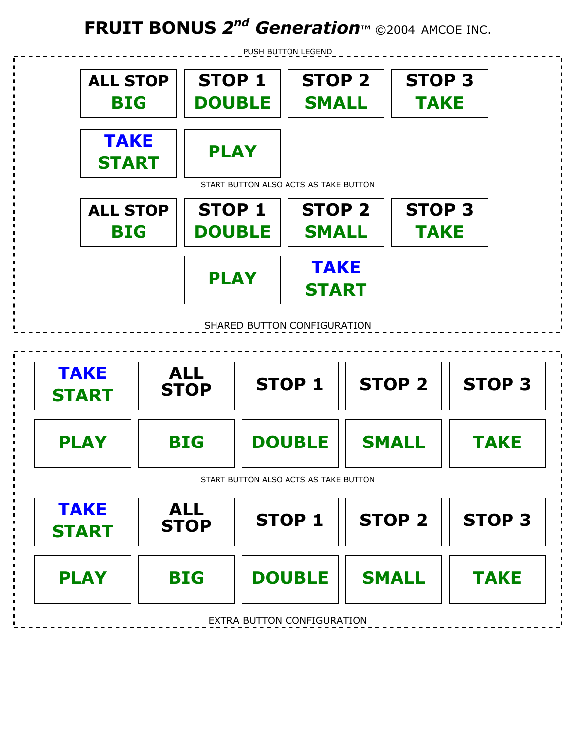# FRUIT BONUS 2nd *Generation*™ ©2004 AMCOE INC.

PUSH BUTTON LEGEND

| | | | |
|---|---|---|---|
| ALL STOP BIG | STOP 1 DOUBLE | STOP 2 SMALL | STOP 3 TAKE |
| TAKE START | PLAY | | |

START BUTTON ALSO ACTS AS TAKE BUTTON

| | | | |
|---|---|---|---|
| ALL STOP BIG | STOP 1 DOUBLE | STOP 2 SMALL | STOP 3 TAKE |
| | PLAY | TAKE START | |

SHARED BUTTON CONFIGURATION

| | | | | |
|---|---|---|---|---|
| TAKE START | ALL STOP | STOP 1 | STOP 2 | STOP 3 |
| PLAY | BIG | DOUBLE | SMALL | TAKE |

START BUTTON ALSO ACTS AS TAKE BUTTON

| | | | | |
|---|---|---|---|---|
| TAKE START | ALL STOP | STOP 1 | STOP 2 | STOP 3 |
| PLAY | BIG | DOUBLE | SMALL | TAKE |

EXTRA BUTTON CONFIGURATION